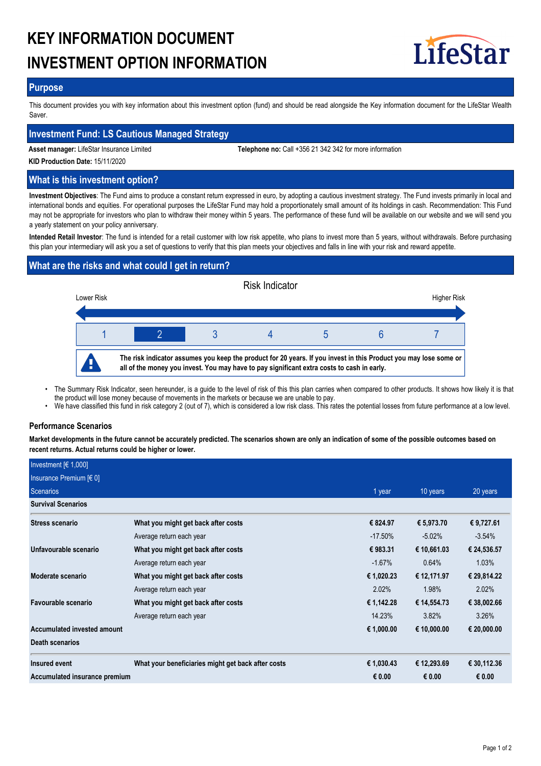# KEY INFORMATION DOCUMENT
# INVESTMENT OPTION INFORMATION

LifeStar

## Purpose

This document provides you with key information about this investment option (fund) and should be read alongside the Key information document for the LifeStar Wealth Saver.

## Investment Fund: LS Cautious Managed Strategy

**Asset manager:** LifeStar Insurance Limited

**Telephone no:** Call +356 21 342 342 for more information

**KID Production Date:** 15/11/2020

## What is this investment option?

**Investment Objectives**: The Fund aims to produce a constant return expressed in euro, by adopting a cautious investment strategy. The Fund invests primarily in local and international bonds and equities. For operational purposes the LifeStar Fund may hold a proportionately small amount of its holdings in cash. Recommendation: This Fund may not be appropriate for investors who plan to withdraw their money within 5 years. The performance of these fund will be available on our website and we will send you a yearly statement on your policy anniversary.

**Intended Retail Investor**: The fund is intended for a retail customer with low risk appetite, who plans to invest more than 5 years, without withdrawals. Before purchasing this plan your intermediary will ask you a set of questions to verify that this plan meets your objectives and falls in line with your risk and reward appetite.

## What are the risks and what could I get in return?

Risk Indicator

Lower Risk — Higher Risk

| 1 | **2** | 3 | 4 | 5 | 6 | 7 |
|---|---|---|---|---|---|---|

**The risk indicator assumes you keep the product for 20 years. If you invest in this Product you may lose some or all of the money you invest. You may have to pay significant extra costs to cash in early.**

- The Summary Risk Indicator, seen hereunder, is a guide to the level of risk of this this plan carries when compared to other products. It shows how likely it is that the product will lose money because of movements in the markets or because we are unable to pay.
- We have classified this fund in risk category 2 (out of 7), which is considered a low risk class. This rates the potential losses from future performance at a low level.

### Performance Scenarios

**Market developments in the future cannot be accurately predicted. The scenarios shown are only an indication of some of the possible outcomes based on recent returns. Actual returns could be higher or lower.**

| Investment [€ 1,000] | | | | |
|---|---|---|---|---|
| Insurance Premium [€ 0] | | | | |
| Scenarios | | 1 year | 10 years | 20 years |
| **Survival Scenarios** | | | | |
| **Stress scenario** | **What you might get back after costs** | **€ 824.97** | **€ 5,973.70** | **€ 9,727.61** |
| | Average return each year | -17.50% | -5.02% | -3.54% |
| **Unfavourable scenario** | **What you might get back after costs** | **€ 983.31** | **€ 10,661.03** | **€ 24,536.57** |
| | Average return each year | -1.67% | 0.64% | 1.03% |
| **Moderate scenario** | **What you might get back after costs** | **€ 1,020.23** | **€ 12,171.97** | **€ 29,814.22** |
| | Average return each year | 2.02% | 1.98% | 2.02% |
| **Favourable scenario** | **What you might get back after costs** | **€ 1,142.28** | **€ 14,554.73** | **€ 38,002.66** |
| | Average return each year | 14.23% | 3.82% | 3.26% |
| **Accumulated invested amount** | | **€ 1,000.00** | **€ 10,000.00** | **€ 20,000.00** |
| **Death scenarios** | | | | |
| **Insured event** | **What your beneficiaries might get back after costs** | **€ 1,030.43** | **€ 12,293.69** | **€ 30,112.36** |
| **Accumulated insurance premium** | | **€ 0.00** | **€ 0.00** | **€ 0.00** |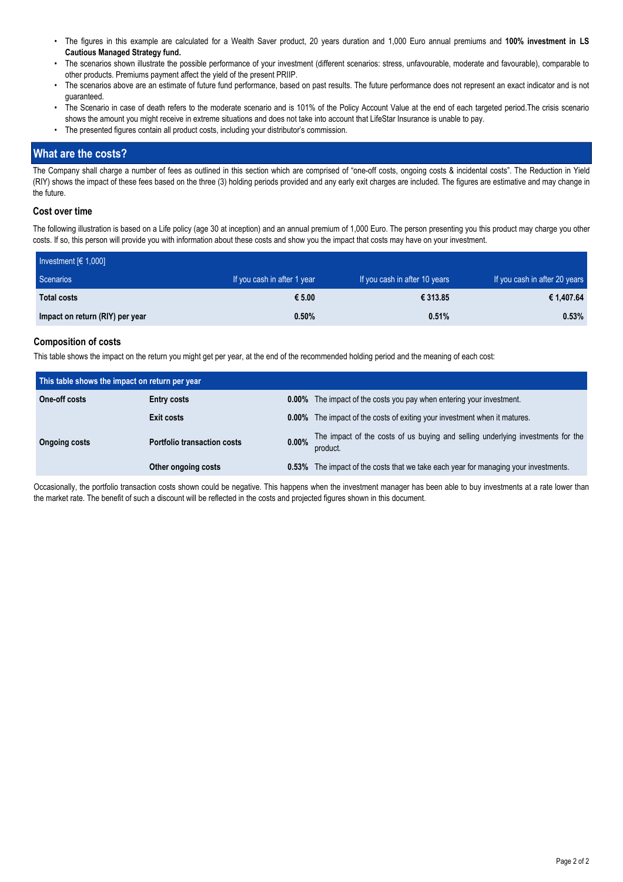- The figures in this example are calculated for a Wealth Saver product, 20 years duration and 1,000 Euro annual premiums and **100% investment in LS Cautious Managed Strategy fund.**
- The scenarios shown illustrate the possible performance of your investment (different scenarios: stress, unfavourable, moderate and favourable), comparable to other products. Premiums payment affect the yield of the present PRIIP.
- The scenarios above are an estimate of future fund performance, based on past results. The future performance does not represent an exact indicator and is not guaranteed.
- The Scenario in case of death refers to the moderate scenario and is 101% of the Policy Account Value at the end of each targeted period.The crisis scenario shows the amount you might receive in extreme situations and does not take into account that LifeStar Insurance is unable to pay.
- The presented figures contain all product costs, including your distributor's commission.

## What are the costs?

The Company shall charge a number of fees as outlined in this section which are comprised of "one-off costs, ongoing costs & incidental costs". The Reduction in Yield (RIY) shows the impact of these fees based on the three (3) holding periods provided and any early exit charges are included. The figures are estimative and may change in the future.

### Cost over time

The following illustration is based on a Life policy (age 30 at inception) and an annual premium of 1,000 Euro. The person presenting you this product may charge you other costs. If so, this person will provide you with information about these costs and show you the impact that costs may have on your investment.

| Investment [€ 1,000] | | | |
|---|---|---|---|
| Scenarios | If you cash in after 1 year | If you cash in after 10 years | If you cash in after 20 years |
| **Total costs** | **€ 5.00** | **€ 313.85** | **€ 1,407.64** |
| **Impact on return (RIY) per year** | **0.50%** | **0.51%** | **0.53%** |

### Composition of costs

This table shows the impact on the return you might get per year, at the end of the recommended holding period and the meaning of each cost:

| This table shows the impact on return per year | | | |
|---|---|---|---|
| **One-off costs** | **Entry costs** | **0.00%** | The impact of the costs you pay when entering your investment. |
| | **Exit costs** | **0.00%** | The impact of the costs of exiting your investment when it matures. |
| **Ongoing costs** | **Portfolio transaction costs** | **0.00%** | The impact of the costs of us buying and selling underlying investments for the product. |
| | **Other ongoing costs** | **0.53%** | The impact of the costs that we take each year for managing your investments. |

Occasionally, the portfolio transaction costs shown could be negative. This happens when the investment manager has been able to buy investments at a rate lower than the market rate. The benefit of such a discount will be reflected in the costs and projected figures shown in this document.